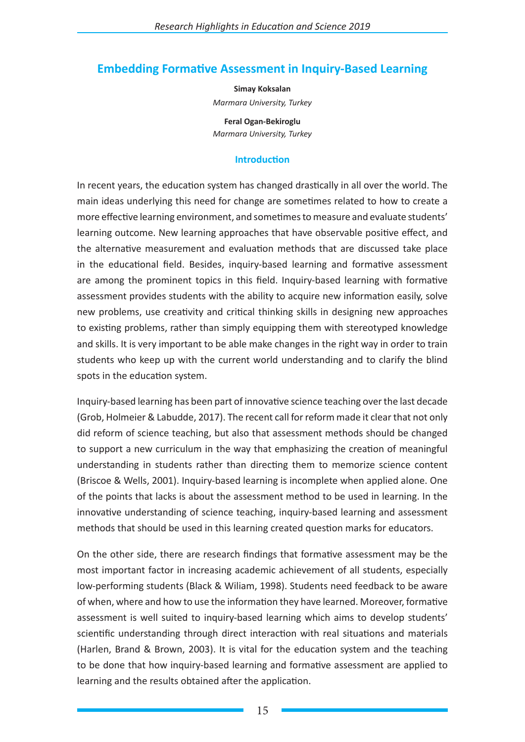# Embedding Formative Assessment in Inquiry-Based Learning

**Simay Koksalan**

*Marmara University, Turkey*

**Feral Ogan-Bekiroglu**

*Marmara University, Turkey*

## Introduction

In recent years, the education system has changed drastically in all over the world. The main ideas underlying this need for change are sometimes related to how to create a more effective learning environment, and sometimes to measure and evaluate students' learning outcome. New learning approaches that have observable positive effect, and the alternative measurement and evaluation methods that are discussed take place in the educational field. Besides, inquiry-based learning and formative assessment are among the prominent topics in this field. Inquiry-based learning with formative assessment provides students with the ability to acquire new information easily, solve new problems, use creativity and critical thinking skills in designing new approaches to existing problems, rather than simply equipping them with stereotyped knowledge and skills. It is very important to be able make changes in the right way in order to train students who keep up with the current world understanding and to clarify the blind spots in the education system.

Inquiry-based learning has been part of innovative science teaching over the last decade (Grob, Holmeier & Labudde, 2017). The recent call for reform made it clear that not only did reform of science teaching, but also that assessment methods should be changed to support a new curriculum in the way that emphasizing the creation of meaningful understanding in students rather than directing them to memorize science content (Briscoe & Wells, 2001). Inquiry-based learning is incomplete when applied alone. One of the points that lacks is about the assessment method to be used in learning. In the innovative understanding of science teaching, inquiry-based learning and assessment methods that should be used in this learning created question marks for educators.

On the other side, there are research findings that formative assessment may be the most important factor in increasing academic achievement of all students, especially low-performing students (Black & Wiliam, 1998). Students need feedback to be aware of when, where and how to use the information they have learned. Moreover, formative assessment is well suited to inquiry-based learning which aims to develop students' scientific understanding through direct interaction with real situations and materials (Harlen, Brand & Brown, 2003). It is vital for the education system and the teaching to be done that how inquiry-based learning and formative assessment are applied to learning and the results obtained after the application.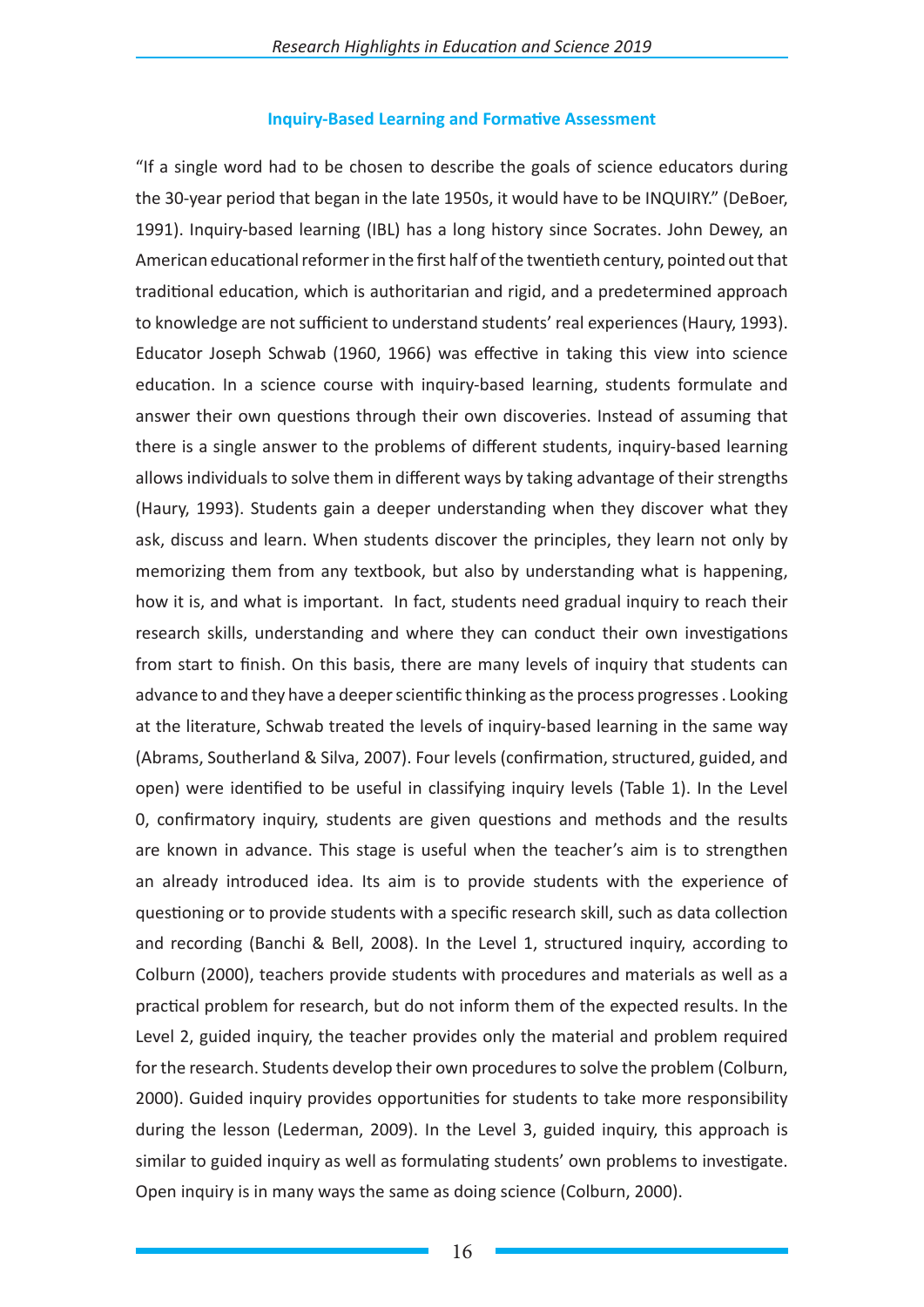### Inquiry-Based Learning and Formative Assessment

"If a single word had to be chosen to describe the goals of science educators during the 30-year period that began in the late 1950s, it would have to be INQUIRY." (DeBoer, 1991). Inquiry-based learning (IBL) has a long history since Socrates. John Dewey, an American educational reformer in the first half of the twentieth century, pointed out that traditional education, which is authoritarian and rigid, and a predetermined approach to knowledge are not sufficient to understand students' real experiences (Haury, 1993). Educator Joseph Schwab (1960, 1966) was effective in taking this view into science education. In a science course with inquiry-based learning, students formulate and answer their own questions through their own discoveries. Instead of assuming that there is a single answer to the problems of different students, inquiry-based learning allows individuals to solve them in different ways by taking advantage of their strengths (Haury, 1993). Students gain a deeper understanding when they discover what they ask, discuss and learn. When students discover the principles, they learn not only by memorizing them from any textbook, but also by understanding what is happening, how it is, and what is important. In fact, students need gradual inquiry to reach their research skills, understanding and where they can conduct their own investigations from start to finish. On this basis, there are many levels of inquiry that students can advance to and they have a deeper scientific thinking as the process progresses . Looking at the literature, Schwab treated the levels of inquiry-based learning in the same way (Abrams, Southerland & Silva, 2007). Four levels (confirmation, structured, guided, and open) were identified to be useful in classifying inquiry levels (Table 1). In the Level 0, confirmatory inquiry, students are given questions and methods and the results are known in advance. This stage is useful when the teacher's aim is to strengthen an already introduced idea. Its aim is to provide students with the experience of questioning or to provide students with a specific research skill, such as data collection and recording (Banchi & Bell, 2008). In the Level 1, structured inquiry, according to Colburn (2000), teachers provide students with procedures and materials as well as a practical problem for research, but do not inform them of the expected results. In the Level 2, guided inquiry, the teacher provides only the material and problem required for the research. Students develop their own procedures to solve the problem (Colburn, 2000). Guided inquiry provides opportunities for students to take more responsibility during the lesson (Lederman, 2009). In the Level 3, guided inquiry, this approach is similar to guided inquiry as well as formulating students' own problems to investigate. Open inquiry is in many ways the same as doing science (Colburn, 2000).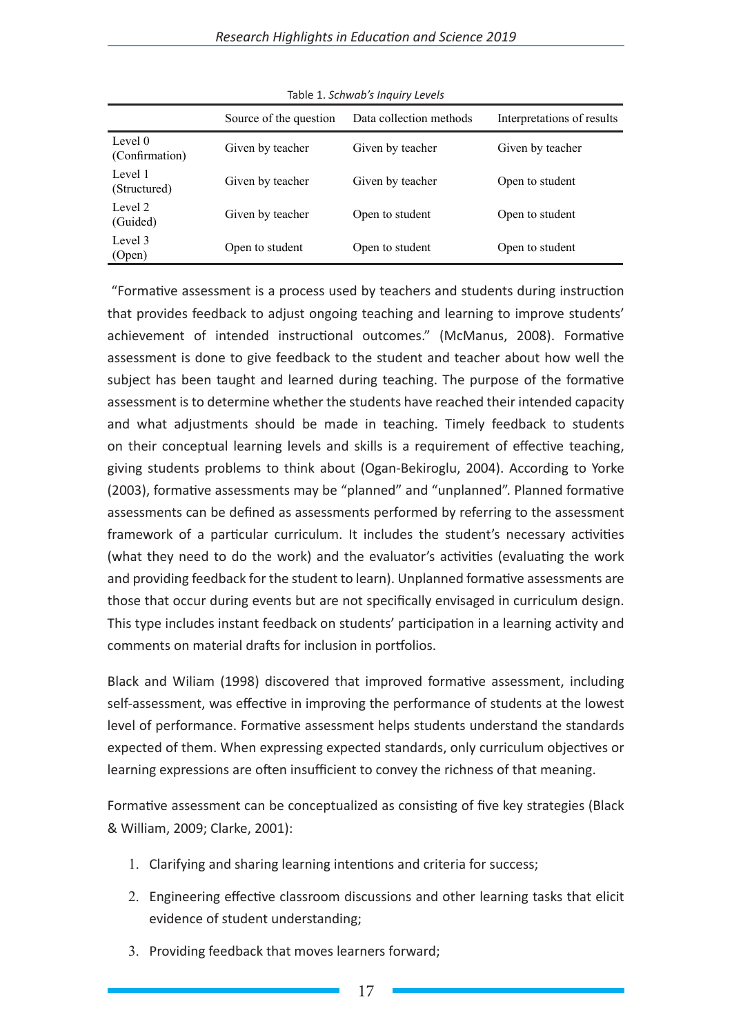Table 1. *Schwab's Inquiry Levels*

| | Source of the question | Data collection methods | Interpretations of results |
|---|---|---|---|
| Level 0 (Confirmation) | Given by teacher | Given by teacher | Given by teacher |
| Level 1 (Structured) | Given by teacher | Given by teacher | Open to student |
| Level 2 (Guided) | Given by teacher | Open to student | Open to student |
| Level 3 (Open) | Open to student | Open to student | Open to student |

"Formative assessment is a process used by teachers and students during instruction that provides feedback to adjust ongoing teaching and learning to improve students' achievement of intended instructional outcomes." (McManus, 2008). Formative assessment is done to give feedback to the student and teacher about how well the subject has been taught and learned during teaching. The purpose of the formative assessment is to determine whether the students have reached their intended capacity and what adjustments should be made in teaching. Timely feedback to students on their conceptual learning levels and skills is a requirement of effective teaching, giving students problems to think about (Ogan-Bekiroglu, 2004). According to Yorke (2003), formative assessments may be "planned" and "unplanned". Planned formative assessments can be defined as assessments performed by referring to the assessment framework of a particular curriculum. It includes the student's necessary activities (what they need to do the work) and the evaluator's activities (evaluating the work and providing feedback for the student to learn). Unplanned formative assessments are those that occur during events but are not specifically envisaged in curriculum design. This type includes instant feedback on students' participation in a learning activity and comments on material drafts for inclusion in portfolios.

Black and Wiliam (1998) discovered that improved formative assessment, including self-assessment, was effective in improving the performance of students at the lowest level of performance. Formative assessment helps students understand the standards expected of them. When expressing expected standards, only curriculum objectives or learning expressions are often insufficient to convey the richness of that meaning.

Formative assessment can be conceptualized as consisting of five key strategies (Black & William, 2009; Clarke, 2001):

1. Clarifying and sharing learning intentions and criteria for success;
2. Engineering effective classroom discussions and other learning tasks that elicit evidence of student understanding;
3. Providing feedback that moves learners forward;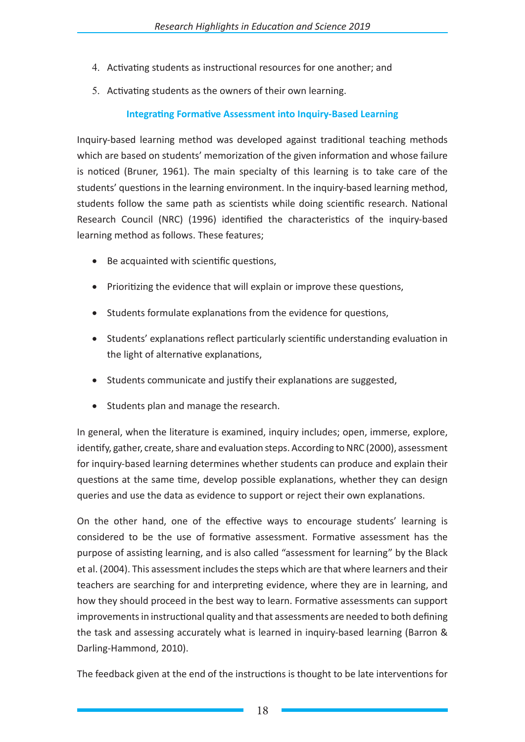4. Activating students as instructional resources for one another; and
5. Activating students as the owners of their own learning.

## Integrating Formative Assessment into Inquiry-Based Learning

Inquiry-based learning method was developed against traditional teaching methods which are based on students' memorization of the given information and whose failure is noticed (Bruner, 1961). The main specialty of this learning is to take care of the students' questions in the learning environment. In the inquiry-based learning method, students follow the same path as scientists while doing scientific research. National Research Council (NRC) (1996) identified the characteristics of the inquiry-based learning method as follows. These features;

- Be acquainted with scientific questions,
- Prioritizing the evidence that will explain or improve these questions,
- Students formulate explanations from the evidence for questions,
- Students' explanations reflect particularly scientific understanding evaluation in the light of alternative explanations,
- Students communicate and justify their explanations are suggested,
- Students plan and manage the research.

In general, when the literature is examined, inquiry includes; open, immerse, explore, identify, gather, create, share and evaluation steps. According to NRC (2000), assessment for inquiry-based learning determines whether students can produce and explain their questions at the same time, develop possible explanations, whether they can design queries and use the data as evidence to support or reject their own explanations.

On the other hand, one of the effective ways to encourage students' learning is considered to be the use of formative assessment. Formative assessment has the purpose of assisting learning, and is also called "assessment for learning" by the Black et al. (2004). This assessment includes the steps which are that where learners and their teachers are searching for and interpreting evidence, where they are in learning, and how they should proceed in the best way to learn. Formative assessments can support improvements in instructional quality and that assessments are needed to both defining the task and assessing accurately what is learned in inquiry-based learning (Barron & Darling-Hammond, 2010).

The feedback given at the end of the instructions is thought to be late interventions for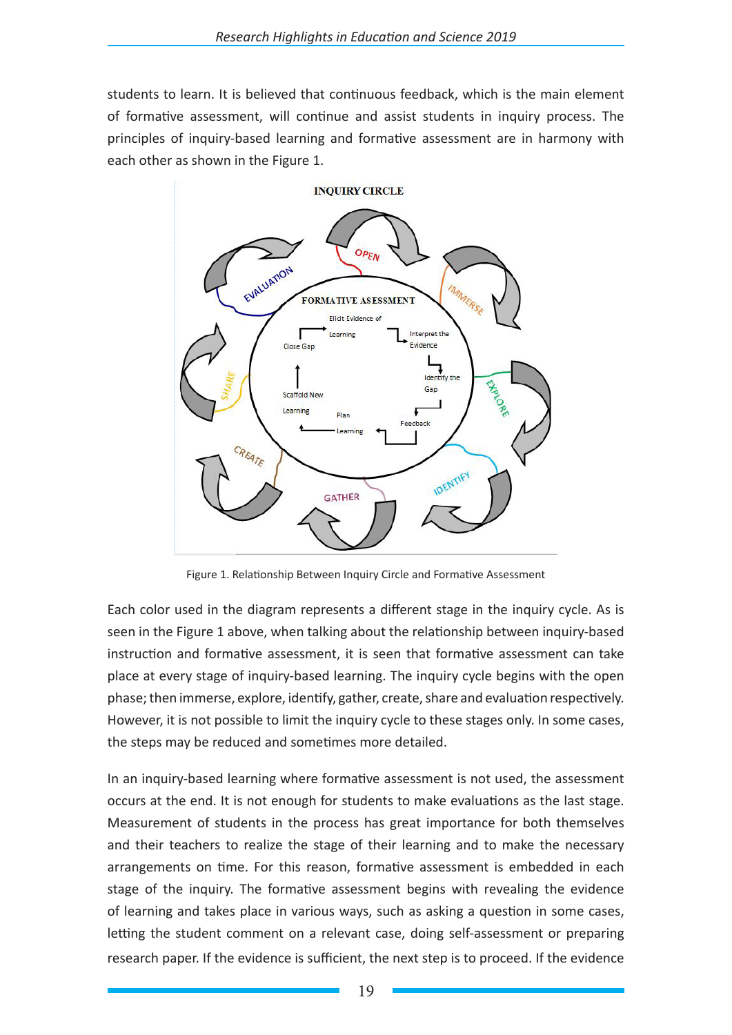students to learn. It is believed that continuous feedback, which is the main element of formative assessment, will continue and assist students in inquiry process. The principles of inquiry-based learning and formative assessment are in harmony with each other as shown in the Figure 1.

Figure 1. Relationship Between Inquiry Circle and Formative Assessment

Each color used in the diagram represents a different stage in the inquiry cycle. As is seen in the Figure 1 above, when talking about the relationship between inquiry-based instruction and formative assessment, it is seen that formative assessment can take place at every stage of inquiry-based learning. The inquiry cycle begins with the open phase; then immerse, explore, identify, gather, create, share and evaluation respectively. However, it is not possible to limit the inquiry cycle to these stages only. In some cases, the steps may be reduced and sometimes more detailed.

In an inquiry-based learning where formative assessment is not used, the assessment occurs at the end. It is not enough for students to make evaluations as the last stage. Measurement of students in the process has great importance for both themselves and their teachers to realize the stage of their learning and to make the necessary arrangements on time. For this reason, formative assessment is embedded in each stage of the inquiry. The formative assessment begins with revealing the evidence of learning and takes place in various ways, such as asking a question in some cases, letting the student comment on a relevant case, doing self-assessment or preparing research paper. If the evidence is sufficient, the next step is to proceed. If the evidence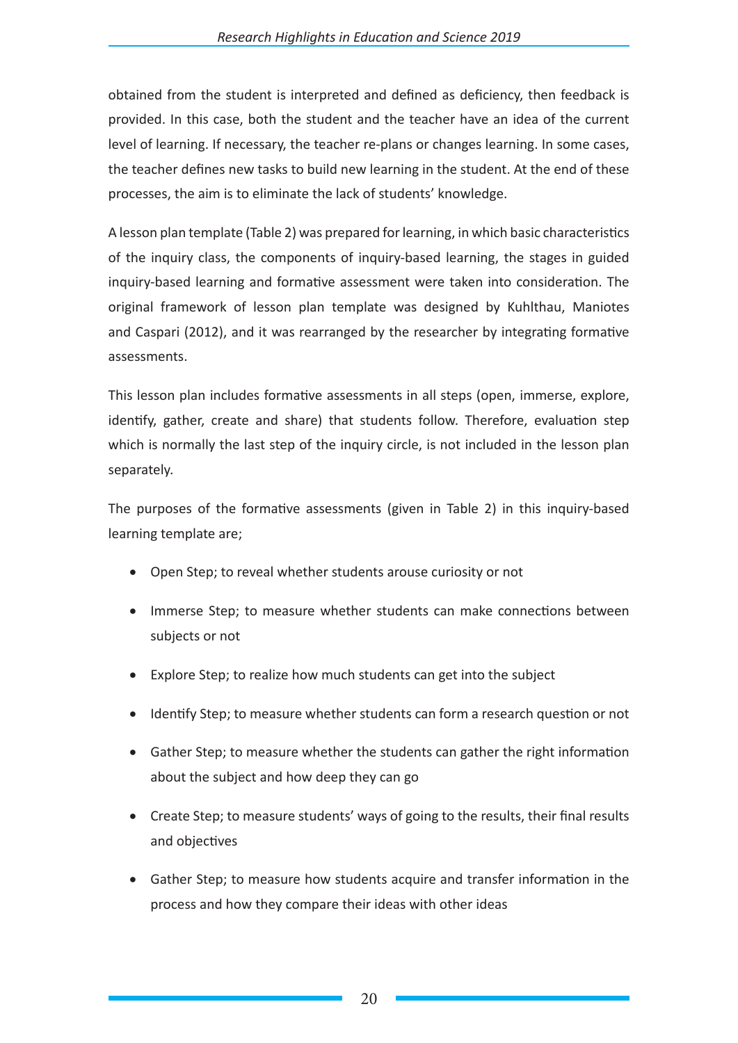obtained from the student is interpreted and defined as deficiency, then feedback is provided. In this case, both the student and the teacher have an idea of the current level of learning. If necessary, the teacher re-plans or changes learning. In some cases, the teacher defines new tasks to build new learning in the student. At the end of these processes, the aim is to eliminate the lack of students' knowledge.

A lesson plan template (Table 2) was prepared for learning, in which basic characteristics of the inquiry class, the components of inquiry-based learning, the stages in guided inquiry-based learning and formative assessment were taken into consideration. The original framework of lesson plan template was designed by Kuhlthau, Maniotes and Caspari (2012), and it was rearranged by the researcher by integrating formative assessments.

This lesson plan includes formative assessments in all steps (open, immerse, explore, identify, gather, create and share) that students follow. Therefore, evaluation step which is normally the last step of the inquiry circle, is not included in the lesson plan separately.

The purposes of the formative assessments (given in Table 2) in this inquiry-based learning template are;

- Open Step; to reveal whether students arouse curiosity or not
- Immerse Step; to measure whether students can make connections between subjects or not
- Explore Step; to realize how much students can get into the subject
- Identify Step; to measure whether students can form a research question or not
- Gather Step; to measure whether the students can gather the right information about the subject and how deep they can go
- Create Step; to measure students' ways of going to the results, their final results and objectives
- Gather Step; to measure how students acquire and transfer information in the process and how they compare their ideas with other ideas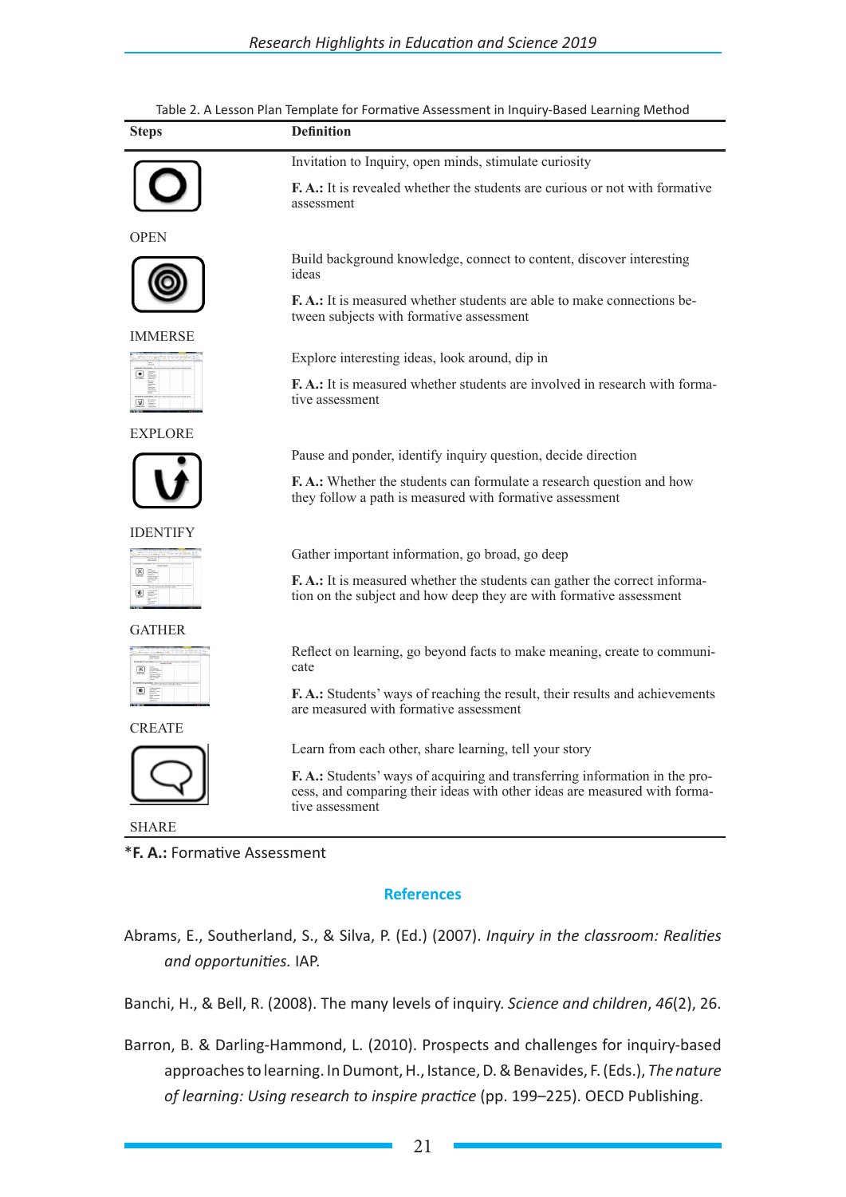Table 2. A Lesson Plan Template for Formative Assessment in Inquiry-Based Learning Method

| Steps | Definition |
|---|---|
| OPEN | Invitation to Inquiry, open minds, stimulate curiosity<br><br>**F. A.:** It is revealed whether the students are curious or not with formative assessment |
| IMMERSE | Build background knowledge, connect to content, discover interesting ideas<br><br>**F. A.:** It is measured whether students are able to make connections between subjects with formative assessment |
| EXPLORE | Explore interesting ideas, look around, dip in<br><br>**F. A.:** It is measured whether students are involved in research with formative assessment |
| IDENTIFY | Pause and ponder, identify inquiry question, decide direction<br><br>**F. A.:** Whether the students can formulate a research question and how they follow a path is measured with formative assessment |
| GATHER | Gather important information, go broad, go deep<br><br>**F. A.:** It is measured whether the students can gather the correct information on the subject and how deep they are with formative assessment |
| CREATE | Reflect on learning, go beyond facts to make meaning, create to communicate<br><br>**F. A.:** Students' ways of reaching the result, their results and achievements are measured with formative assessment |
| SHARE | Learn from each other, share learning, tell your story<br><br>**F. A.:** Students' ways of acquiring and transferring information in the process, and comparing their ideas with other ideas are measured with formative assessment |

*__F. A.:__ Formative Assessment

## References

Abrams, E., Southerland, S., & Silva, P. (Ed.) (2007). *Inquiry in the classroom: Realities and opportunities.* IAP.

Banchi, H., & Bell, R. (2008). The many levels of inquiry. *Science and children*, *46*(2), 26.

Barron, B. & Darling-Hammond, L. (2010). Prospects and challenges for inquiry-based approaches to learning. In Dumont, H., Istance, D. & Benavides, F. (Eds.), *The nature of learning: Using research to inspire practice* (pp. 199–225). OECD Publishing.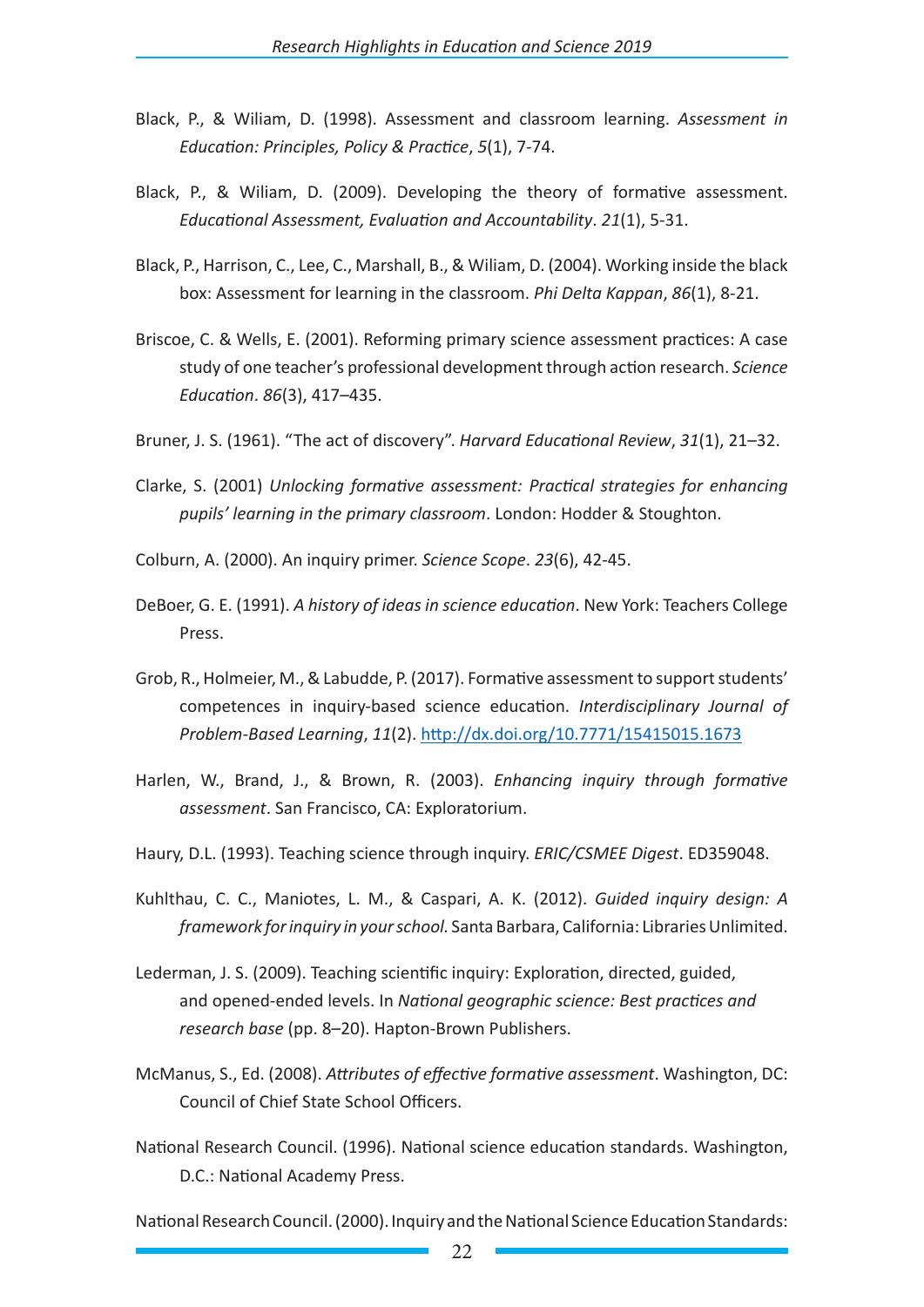Black, P., & Wiliam, D. (1998). Assessment and classroom learning. *Assessment in Education: Principles, Policy & Practice*, *5*(1), 7-74.

Black, P., & Wiliam, D. (2009). Developing the theory of formative assessment. *Educational Assessment, Evaluation and Accountability*. *21*(1), 5-31.

Black, P., Harrison, C., Lee, C., Marshall, B., & Wiliam, D. (2004). Working inside the black box: Assessment for learning in the classroom. *Phi Delta Kappan*, *86*(1), 8-21.

Briscoe, C. & Wells, E. (2001). Reforming primary science assessment practices: A case study of one teacher's professional development through action research. *Science Education*. *86*(3), 417–435.

Bruner, J. S. (1961). "The act of discovery". *Harvard Educational Review*, *31*(1), 21–32.

Clarke, S. (2001) *Unlocking formative assessment: Practical strategies for enhancing pupils' learning in the primary classroom*. London: Hodder & Stoughton.

Colburn, A. (2000). An inquiry primer. *Science Scope*. *23*(6), 42-45.

DeBoer, G. E. (1991). *A history of ideas in science education*. New York: Teachers College Press.

Grob, R., Holmeier, M., & Labudde, P. (2017). Formative assessment to support students' competences in inquiry-based science education. *Interdisciplinary Journal of Problem-Based Learning*, *11*(2). http://dx.doi.org/10.7771/15415015.1673

Harlen, W., Brand, J., & Brown, R. (2003). *Enhancing inquiry through formative assessment*. San Francisco, CA: Exploratorium.

Haury, D.L. (1993). Teaching science through inquiry. *ERIC/CSMEE Digest*. ED359048.

Kuhlthau, C. C., Maniotes, L. M., & Caspari, A. K. (2012). *Guided inquiry design: A framework for inquiry in your school.* Santa Barbara, California: Libraries Unlimited.

Lederman, J. S. (2009). Teaching scientific inquiry: Exploration, directed, guided, and opened-ended levels. In *National geographic science: Best practices and research base* (pp. 8–20). Hapton-Brown Publishers.

McManus, S., Ed. (2008). *Attributes of effective formative assessment*. Washington, DC: Council of Chief State School Officers.

National Research Council. (1996). National science education standards. Washington, D.C.: National Academy Press.

National Research Council. (2000). Inquiry and the National Science Education Standards: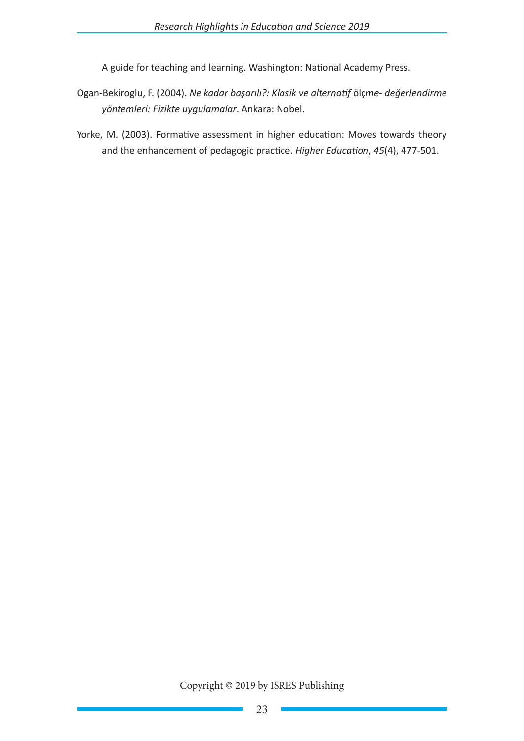A guide for teaching and learning. Washington: National Academy Press.

Ogan-Bekiroglu, F. (2004). *Ne kadar başarılı?: Klasik ve alternatif* ölç*me- değerlendirme yöntemleri: Fizikte uygulamalar*. Ankara: Nobel.

Yorke, M. (2003). Formative assessment in higher education: Moves towards theory and the enhancement of pedagogic practice. *Higher Education*, *45*(4), 477-501.